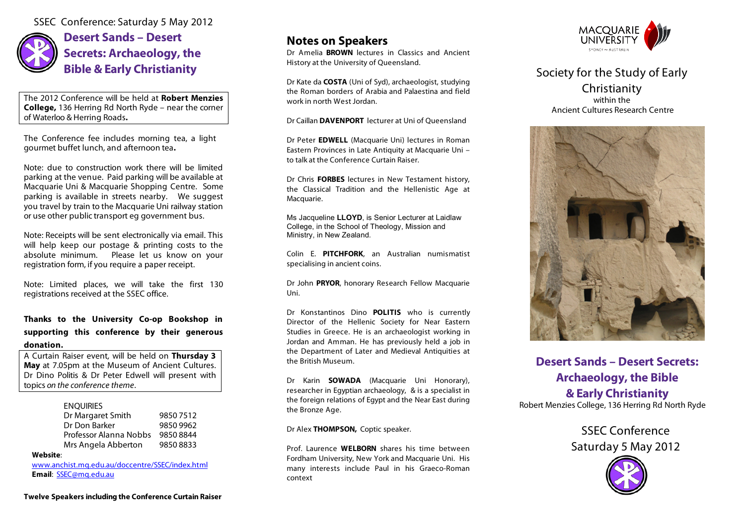SSEC Conference: Saturday 5 May 2012

# Desert Sands – Desert Secrets: Archaeology, the Bible & Early Christianity

The 2012 Conference will be held at **Robert Menzies College,** 136 Herring Rd North Ryde – near the corner of Waterloo & Herring Roads**.**

The Conference fee includes morning tea, a light gourmet buffet lunch, and afternoon tea**.**

Note: due to construction work there will be limited parking at the venue. Paid parking will be available at Macquarie Uni & Macquarie Shopping Centre. Some parking is available in streets nearby. We suggest you travel by train to the Macquarie Uni railway station or use other public transport eg government bus.

Note: Receipts will be sent electronically via email. This will help keep our postage & printing costs to the absolute minimum. Please let us know on your registration form, if you require a paper receipt.

Note: Limited places, we will take the first 130 registrations received at the SSEC office.

**Thanks to the University Co-op Bookshop in supporting this conference by their generous donation.**

A Curtain Raiser event, will be held on **Thursday 3 May** at 7.05pm at the Museum of Ancient Cultures. Dr Dino Politis & Dr Peter Edwell will present with topics *on the conference theme*.

ENQUIRIES

| | |
|---|---|
| Dr Margaret Smith | 9850 7512 |
| Dr Don Barker | 9850 9962 |
| Professor Alanna Nobbs | 9850 8844 |
| Mrs Angela Abberton | 9850 8833 |

**Website**: www.anchist.mq.edu.au/doccentre/SSEC/index.html

**Email**: SSEC@mq.edu.au

**Twelve Speakers including the Conference Curtain Raiser**

## Notes on Speakers

Dr Amelia **BROWN** lectures in Classics and Ancient History at the University of Queensland.

Dr Kate da **COSTA** (Uni of Syd), archaeologist, studying the Roman borders of Arabia and Palaestina and field work in north West Jordan.

Dr Caillan **DAVENPORT** lecturer at Uni of Queensland

Dr Peter **EDWELL** (Macquarie Uni) lectures in Roman Eastern Provinces in Late Antiquity at Macquarie Uni – to talk at the Conference Curtain Raiser.

Dr Chris **FORBES** lectures in New Testament history, the Classical Tradition and the Hellenistic Age at Macquarie.

Ms Jacqueline **LLOYD**, is Senior Lecturer at Laidlaw College, in the School of Theology, Mission and Ministry, in New Zealand.

Colin E. **PITCHFORK**, an Australian numismatist specialising in ancient coins.

Dr John **PRYOR**, honorary Research Fellow Macquarie Uni.

Dr Konstantinos Dino **POLITIS** who is currently Director of the Hellenic Society for Near Eastern Studies in Greece. He is an archaeologist working in Jordan and Amman. He has previously held a job in the Department of Later and Medieval Antiquities at the British Museum.

Dr Karin **SOWADA** (Macquarie Uni Honorary), researcher in Egyptian archaeology, & is a specialist in the foreign relations of Egypt and the Near East during the Bronze Age.

Dr Alex **THOMPSON,** Coptic speaker.

Prof. Laurence **WELBORN** shares his time between Fordham University, New York and Macquarie Uni. His many interests include Paul in his Graeco-Roman context

MACQUARIE UNIVERSITY SYDNEY ~ AUSTRALIA

Society for the Study of Early Christianity
within the
Ancient Cultures Research Centre

# Desert Sands – Desert Secrets: Archaeology, the Bible & Early Christianity

Robert Menzies College, 136 Herring Rd North Ryde

SSEC Conference
Saturday 5 May 2012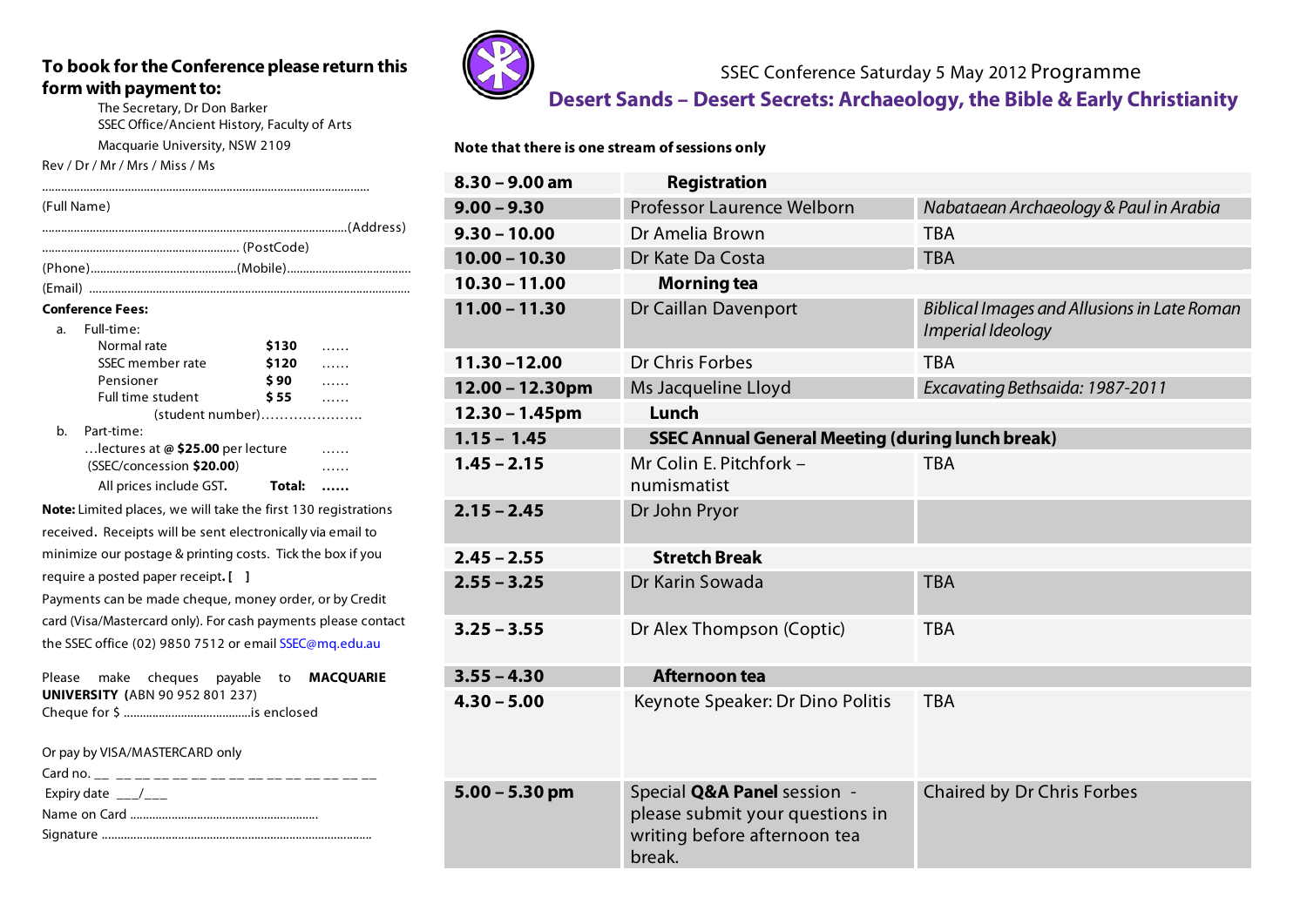## To book for the Conference please return this form with payment to:

The Secretary, Dr Don Barker
SSEC Office/Ancient History, Faculty of Arts
Macquarie University, NSW 2109

Rev / Dr / Mr / Mrs / Miss / Ms

......................................................................................................

(Full Name)

..............................................................................................(Address)

.............................................................. (PostCode)

(Phone).............................................(Mobile)......................................

(Email) ....................................................................................................

**Conference Fees:**

a. Full-time:

| | | |
|---|---|---|
| Normal rate | **$130** | ...... |
| SSEC member rate | **$120** | ...... |
| Pensioner | **$ 90** | ...... |
| Full time student | **$ 55** | ...... |

(student number)…………………..

b. Part-time:

…lectures at **@ $25.00** per lecture ......
(SSEC/concession **$20.00**) ......
All prices include GST. **Total:** ......

**Note:** Limited places, we will take the first 130 registrations received. Receipts will be sent electronically via email to minimize our postage & printing costs. Tick the box if you require a posted paper receipt. **[ ]**

Payments can be made cheque, money order, or by Credit card (Visa/Mastercard only). For cash payments please contact the SSEC office (02) 9850 7512 or email SSEC@mq.edu.au

Please make cheques payable to **MACQUARIE UNIVERSITY** (ABN 90 952 801 237)
Cheque for $ ........................................is enclosed

Or pay by VISA/MASTERCARD only
Card no. __ __ __ __ __ __ __ __ __ __ __ __ __ __ __ __
Expiry date ___/___
Name on Card ...........................................................
Signature ....................................................................................

SSEC Conference Saturday 5 May 2012 Programme

## Desert Sands – Desert Secrets: Archaeology, the Bible & Early Christianity

**Note that there is one stream of sessions only**

| | | |
|---|---|---|
| **8.30 – 9.00 am** | **Registration** | |
| **9.00 – 9.30** | Professor Laurence Welborn | *Nabataean Archaeology & Paul in Arabia* |
| **9.30 – 10.00** | Dr Amelia Brown | TBA |
| **10.00 – 10.30** | Dr Kate Da Costa | TBA |
| **10.30 – 11.00** | **Morning tea** | |
| **11.00 – 11.30** | Dr Caillan Davenport | *Biblical Images and Allusions in Late Roman Imperial Ideology* |
| **11.30 –12.00** | Dr Chris Forbes | TBA |
| **12.00 – 12.30pm** | Ms Jacqueline Lloyd | *Excavating Bethsaida: 1987-2011* |
| **12.30 – 1.45pm** | **Lunch** | |
| **1.15 – 1.45** | **SSEC Annual General Meeting (during lunch break)** | |
| **1.45 – 2.15** | Mr Colin E. Pitchfork – numismatist | TBA |
| **2.15 – 2.45** | Dr John Pryor | |
| **2.45 – 2.55** | **Stretch Break** | |
| **2.55 – 3.25** | Dr Karin Sowada | TBA |
| **3.25 – 3.55** | Dr Alex Thompson (Coptic) | TBA |
| **3.55 – 4.30** | **Afternoon tea** | |
| **4.30 – 5.00** | Keynote Speaker: Dr Dino Politis | TBA |
| **5.00 – 5.30 pm** | Special **Q&A Panel** session - please submit your questions in writing before afternoon tea break. | Chaired by Dr Chris Forbes |